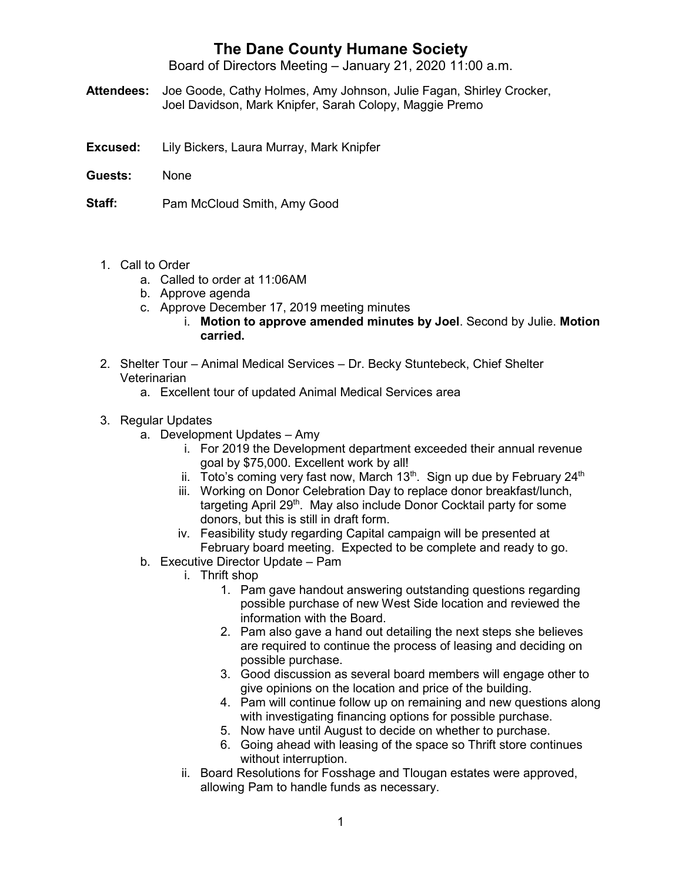# The Dane County Humane Society

Board of Directors Meeting – January 21, 2020 11:00 a.m.

**Attendees:** Joe Goode, Cathy Holmes, Amy Johnson, Julie Fagan, Shirley Crocker, Joel Davidson, Mark Knipfer, Sarah Colopy, Maggie Premo

**Excused:** Lily Bickers, Laura Murray, Mark Knipfer

**Guests:** None

**Staff:** Pam McCloud Smith, Amy Good

1. Call to Order
   a. Called to order at 11:06AM
   b. Approve agenda
   c. Approve December 17, 2019 meeting minutes
      i. **Motion to approve amended minutes by Joel**. Second by Julie. **Motion carried.**

2. Shelter Tour – Animal Medical Services – Dr. Becky Stuntebeck, Chief Shelter Veterinarian
   a. Excellent tour of updated Animal Medical Services area

3. Regular Updates
   a. Development Updates – Amy
      i. For 2019 the Development department exceeded their annual revenue goal by $75,000. Excellent work by all!
      ii. Toto's coming very fast now, March 13th. Sign up due by February 24th
      iii. Working on Donor Celebration Day to replace donor breakfast/lunch, targeting April 29th. May also include Donor Cocktail party for some donors, but this is still in draft form.
      iv. Feasibility study regarding Capital campaign will be presented at February board meeting. Expected to be complete and ready to go.
   b. Executive Director Update – Pam
      i. Thrift shop
         1. Pam gave handout answering outstanding questions regarding possible purchase of new West Side location and reviewed the information with the Board.
         2. Pam also gave a hand out detailing the next steps she believes are required to continue the process of leasing and deciding on possible purchase.
         3. Good discussion as several board members will engage other to give opinions on the location and price of the building.
         4. Pam will continue follow up on remaining and new questions along with investigating financing options for possible purchase.
         5. Now have until August to decide on whether to purchase.
         6. Going ahead with leasing of the space so Thrift store continues without interruption.
      ii. Board Resolutions for Fosshage and Tlougan estates were approved, allowing Pam to handle funds as necessary.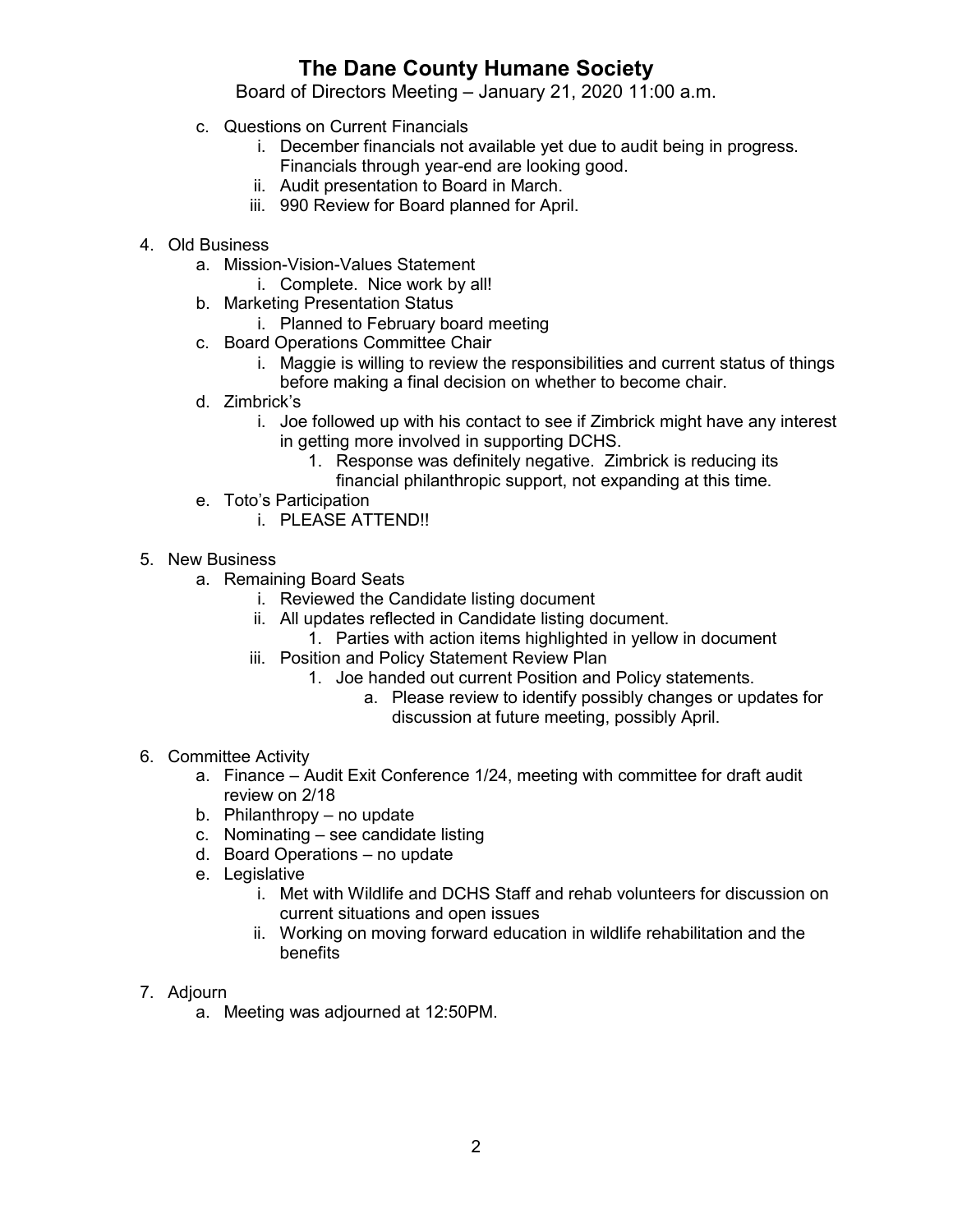# The Dane County Humane Society

Board of Directors Meeting – January 21, 2020 11:00 a.m.

- c. Questions on Current Financials
  - i. December financials not available yet due to audit being in progress. Financials through year-end are looking good.
  - ii. Audit presentation to Board in March.
  - iii. 990 Review for Board planned for April.

4. Old Business
   - a. Mission-Vision-Values Statement
     - i. Complete. Nice work by all!
   - b. Marketing Presentation Status
     - i. Planned to February board meeting
   - c. Board Operations Committee Chair
     - i. Maggie is willing to review the responsibilities and current status of things before making a final decision on whether to become chair.
   - d. Zimbrick's
     - i. Joe followed up with his contact to see if Zimbrick might have any interest in getting more involved in supporting DCHS.
       1. Response was definitely negative. Zimbrick is reducing its financial philanthropic support, not expanding at this time.
   - e. Toto's Participation
     - i. PLEASE ATTEND!!

5. New Business
   - a. Remaining Board Seats
     - i. Reviewed the Candidate listing document
     - ii. All updates reflected in Candidate listing document.
       1. Parties with action items highlighted in yellow in document
     - iii. Position and Policy Statement Review Plan
       1. Joe handed out current Position and Policy statements.
          - a. Please review to identify possibly changes or updates for discussion at future meeting, possibly April.

6. Committee Activity
   - a. Finance – Audit Exit Conference 1/24, meeting with committee for draft audit review on 2/18
   - b. Philanthropy – no update
   - c. Nominating – see candidate listing
   - d. Board Operations – no update
   - e. Legislative
     - i. Met with Wildlife and DCHS Staff and rehab volunteers for discussion on current situations and open issues
     - ii. Working on moving forward education in wildlife rehabilitation and the benefits

7. Adjourn
   - a. Meeting was adjourned at 12:50PM.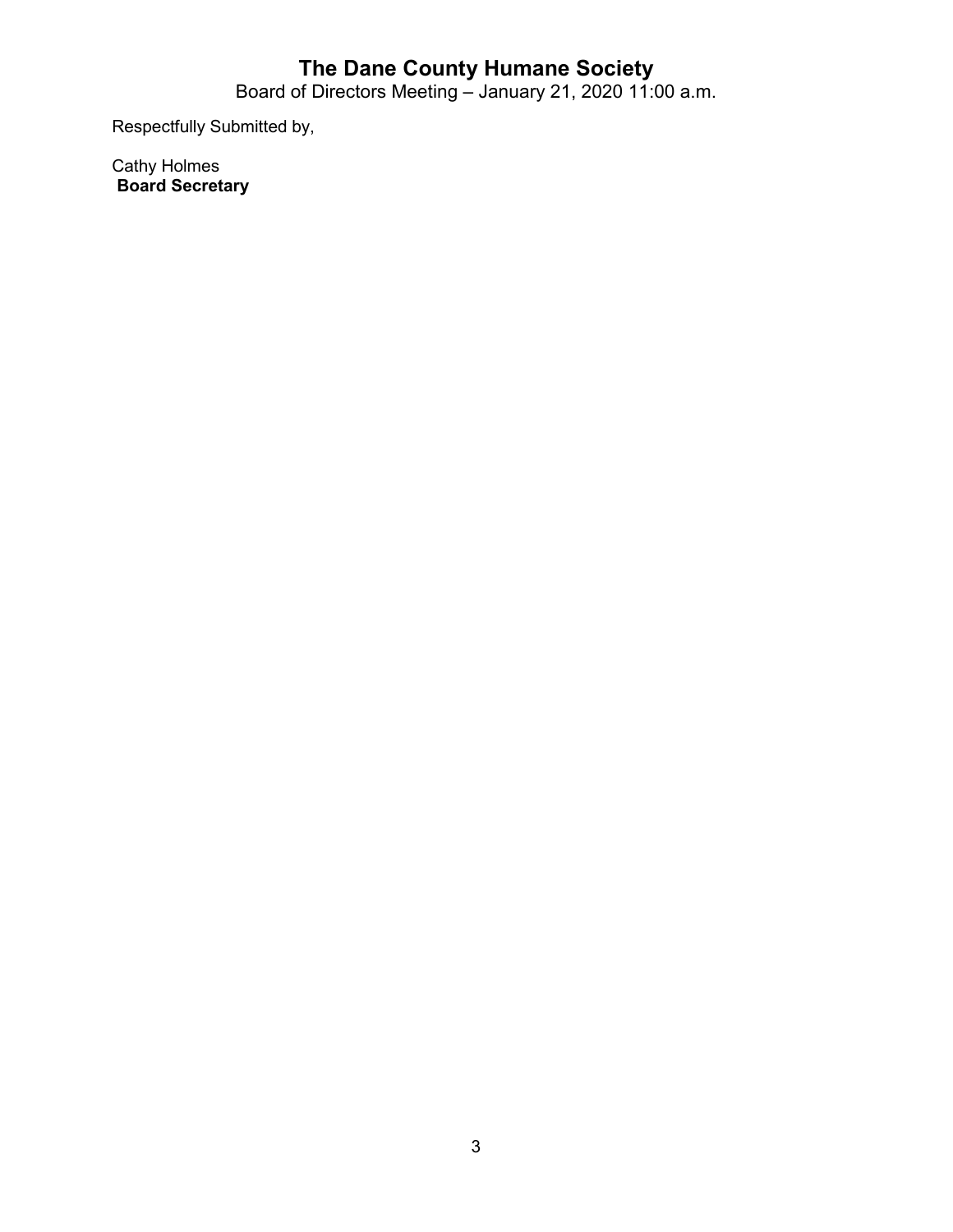Respectfully Submitted by,

Cathy Holmes
**Board Secretary**